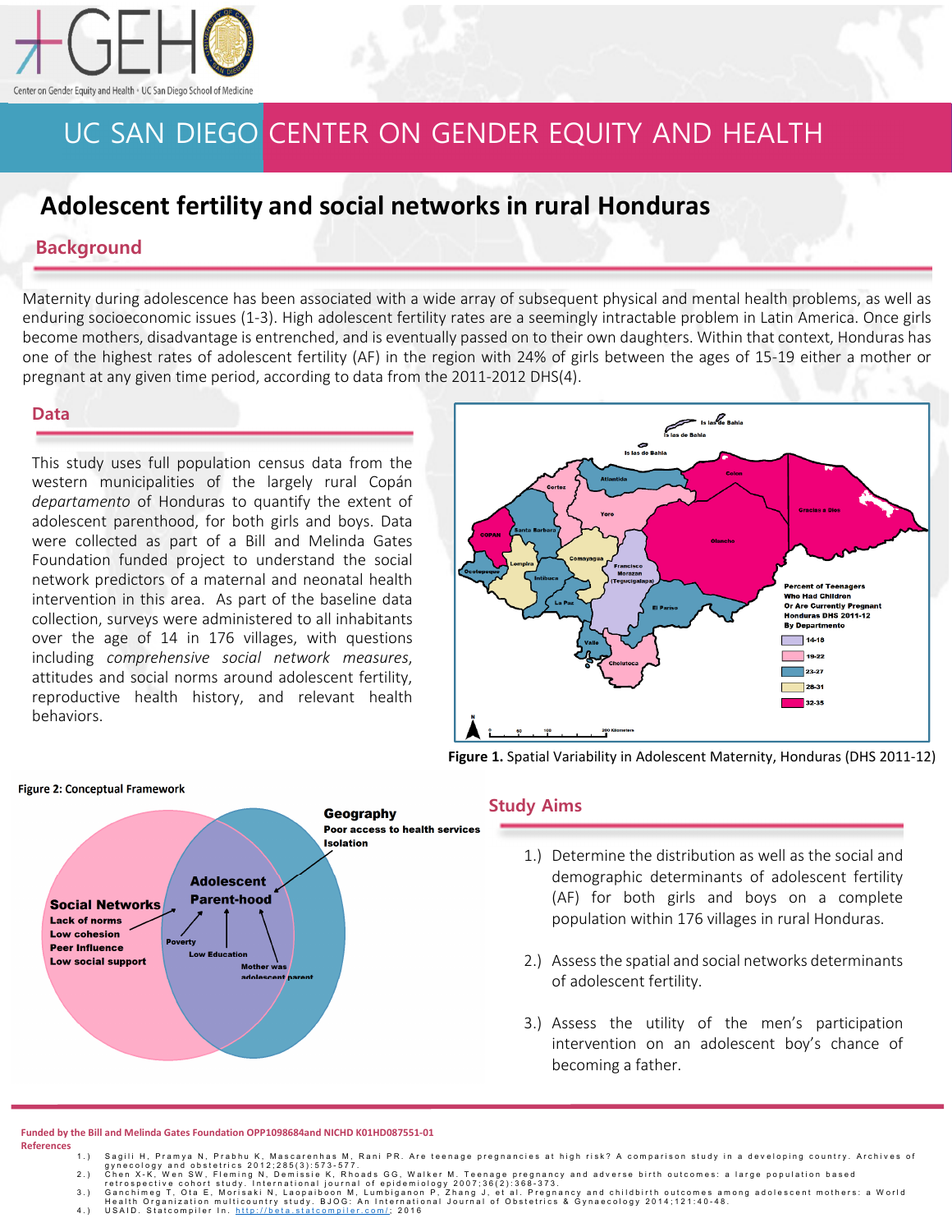Center on Gender Equity and Health • UC San Diego School of Medicine

# UC SAN DIEGO CENTER ON GENDER EQUITY AND HEALTH

## Adolescent fertility and social networks in rural Honduras

### Background

Maternity during adolescence has been associated with a wide array of subsequent physical and mental health problems, as well as enduring socioeconomic issues (1-3). High adolescent fertility rates are a seemingly intractable problem in Latin America. Once girls become mothers, disadvantage is entrenched, and is eventually passed on to their own daughters. Within that context, Honduras has one of the highest rates of adolescent fertility (AF) in the region with 24% of girls between the ages of 15-19 either a mother or pregnant at any given time period, according to data from the 2011-2012 DHS(4).

### Data

This study uses full population census data from the western municipalities of the largely rural Copán *departamento* of Honduras to quantify the extent of adolescent parenthood, for both girls and boys. Data were collected as part of a Bill and Melinda Gates Foundation funded project to understand the social network predictors of a maternal and neonatal health intervention in this area. As part of the baseline data collection, surveys were administered to all inhabitants over the age of 14 in 176 villages, with questions including *comprehensive social network measures*, attitudes and social norms around adolescent fertility, reproductive health history, and relevant health behaviors.

**Figure 1.** Spatial Variability in Adolescent Maternity, Honduras (DHS 2011-12)

**Figure 2: Conceptual Framework**

### Study Aims

1.) Determine the distribution as well as the social and demographic determinants of adolescent fertility (AF) for both girls and boys on a complete population within 176 villages in rural Honduras.

2.) Assess the spatial and social networks determinants of adolescent fertility.

3.) Assess the utility of the men's participation intervention on an adolescent boy's chance of becoming a father.

**Funded by the Bill and Melinda Gates Foundation OPP1098684and NICHD K01HD087551-01**

**References**

1.) Sagili H, Pramya N, Prabhu K, Mascarenhas M, Rani PR. Are teenage pregnancies at high risk? A comparison study in a developing country. Archives of gynecology and obstetrics 2012;285(3):573-577.
2.) Chen X-K, Wen SW, Fleming N, Demissie K, Rhoads GG, Walker M. Teenage pregnancy and adverse birth outcomes: a large population based retrospective cohort study. International journal of epidemiology 2007;36(2):368-373.
3.) Ganchimeg T, Ota E, Morisaki N, Laopaiboon M, Lumbiganon P, Zhang J, et al. Pregnancy and childbirth outcomes among adolescent mothers: a World Health Organization multicountry study. BJOG: An International Journal of Obstetrics & Gynaecology 2014;121:40-48.
4.) USAID. Statcompiler In. http://beta.statcompiler.com/; 2016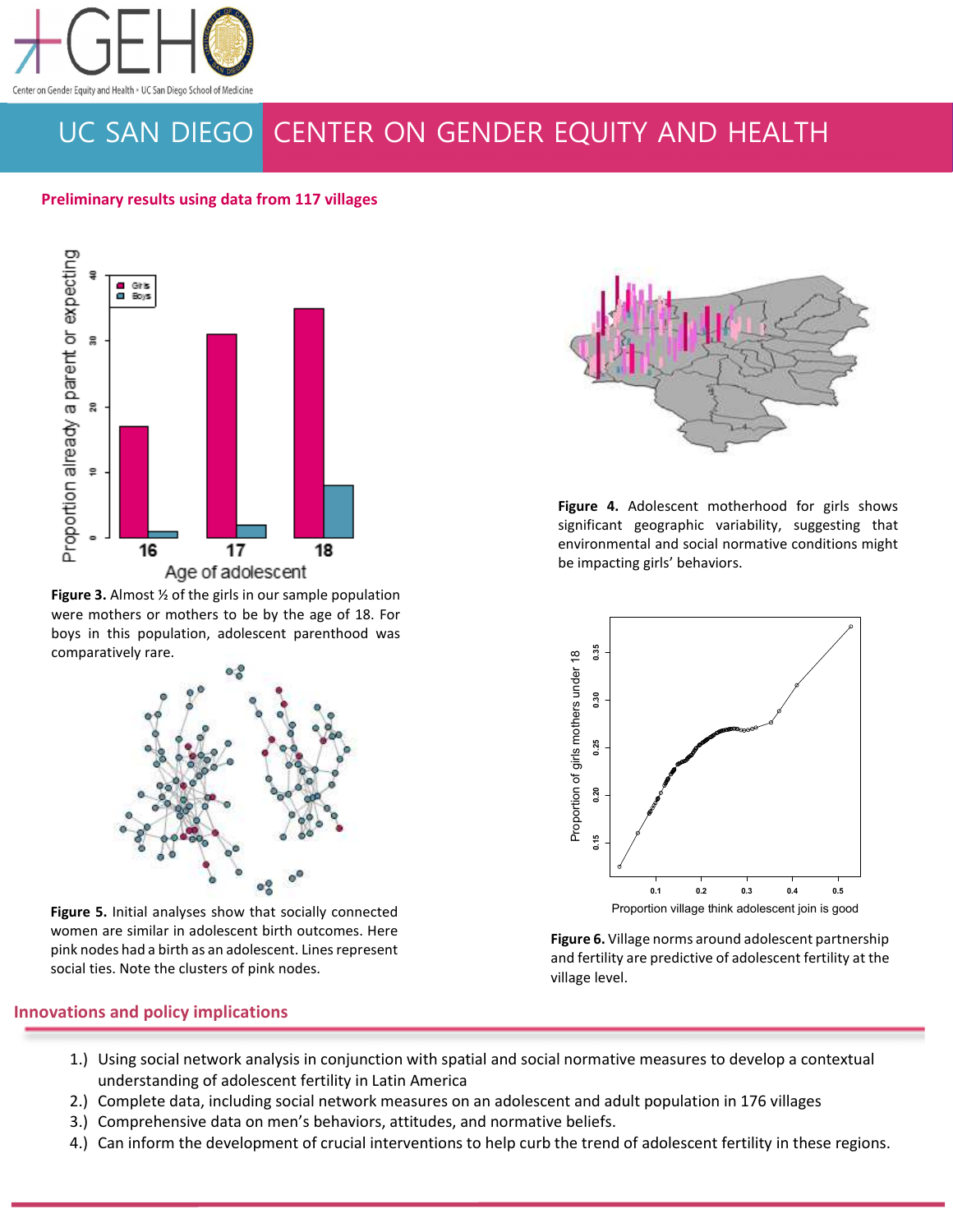# UC SAN DIEGO CENTER ON GENDER EQUITY AND HEALTH

**Preliminary results using data from 117 villages**

Proportion already a parent or expecting

Girls
Boys

0
10
20
30
40

16
17
18

Age of adolescent

**Figure 3.** Almost ½ of the girls in our sample population were mothers or mothers to be by the age of 18. For boys in this population, adolescent parenthood was comparatively rare.

**Figure 4.** Adolescent motherhood for girls shows significant geographic variability, suggesting that environmental and social normative conditions might be impacting girls' behaviors.

**Figure 5.** Initial analyses show that socially connected women are similar in adolescent birth outcomes. Here pink nodes had a birth as an adolescent. Lines represent social ties. Note the clusters of pink nodes.

Proportion of girls mothers under 18

0.15
0.20
0.25
0.30
0.35

0.1
0.2
0.3
0.4
0.5

Proportion village think adolescent join is good

**Figure 6.** Village norms around adolescent partnership and fertility are predictive of adolescent fertility at the village level.

## Innovations and policy implications

1.) Using social network analysis in conjunction with spatial and social normative measures to develop a contextual understanding of adolescent fertility in Latin America
2.) Complete data, including social network measures on an adolescent and adult population in 176 villages
3.) Comprehensive data on men's behaviors, attitudes, and normative beliefs.
4.) Can inform the development of crucial interventions to help curb the trend of adolescent fertility in these regions.